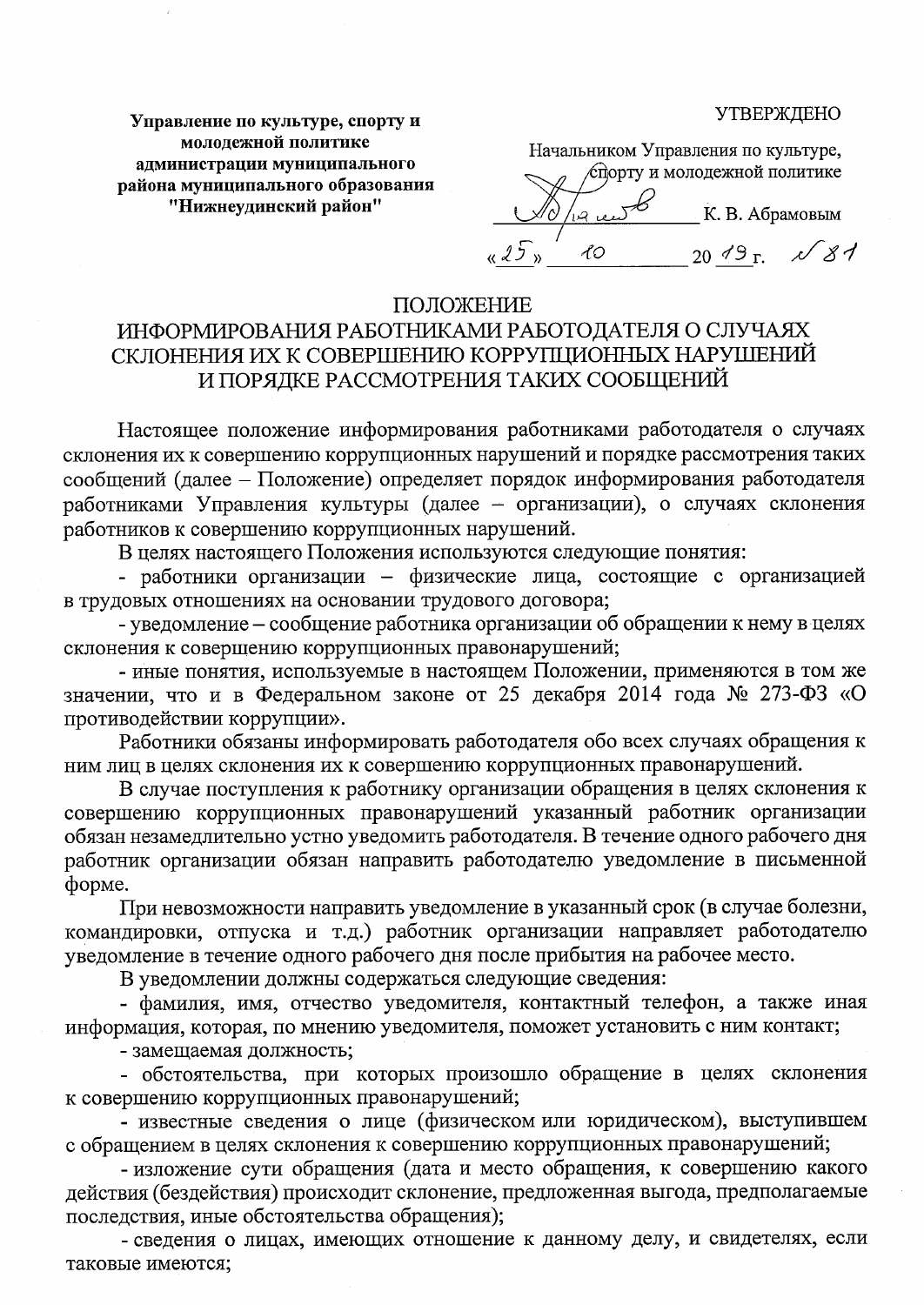**Управление по культуре, спорту и молодежной политике администрации муниципального района муниципального образования "Нижнеудинский район"**

УТВЕРЖДЕНО

Начальником Управления по культуре, спорту и молодежной политике

_____________ К. В. Абрамовым

«25» 10 2019 г. № 81

# ПОЛОЖЕНИЕ
## ИНФОРМИРОВАНИЯ РАБОТНИКАМИ РАБОТОДАТЕЛЯ О СЛУЧАЯХ СКЛОНЕНИЯ ИХ К СОВЕРШЕНИЮ КОРРУПЦИОННЫХ НАРУШЕНИЙ И ПОРЯДКЕ РАССМОТРЕНИЯ ТАКИХ СООБЩЕНИЙ

Настоящее положение информирования работниками работодателя о случаях склонения их к совершению коррупционных нарушений и порядке рассмотрения таких сообщений (далее – Положение) определяет порядок информирования работодателя работниками Управления культуры (далее – организации), о случаях склонения работников к совершению коррупционных нарушений.

В целях настоящего Положения используются следующие понятия:

- работники организации – физические лица, состоящие с организацией в трудовых отношениях на основании трудового договора;
- уведомление – сообщение работника организации об обращении к нему в целях склонения к совершению коррупционных правонарушений;
- иные понятия, используемые в настоящем Положении, применяются в том же значении, что и в Федеральном законе от 25 декабря 2014 года № 273-ФЗ «О противодействии коррупции».

Работники обязаны информировать работодателя обо всех случаях обращения к ним лиц в целях склонения их к совершению коррупционных правонарушений.

В случае поступления к работнику организации обращения в целях склонения к совершению коррупционных правонарушений указанный работник организации обязан незамедлительно устно уведомить работодателя. В течение одного рабочего дня работник организации обязан направить работодателю уведомление в письменной форме.

При невозможности направить уведомление в указанный срок (в случае болезни, командировки, отпуска и т.д.) работник организации направляет работодателю уведомление в течение одного рабочего дня после прибытия на рабочее место.

В уведомлении должны содержаться следующие сведения:

- фамилия, имя, отчество уведомителя, контактный телефон, а также иная информация, которая, по мнению уведомителя, поможет установить с ним контакт;
- замещаемая должность;
- обстоятельства, при которых произошло обращение в целях склонения к совершению коррупционных правонарушений;
- известные сведения о лице (физическом или юридическом), выступившем с обращением в целях склонения к совершению коррупционных правонарушений;
- изложение сути обращения (дата и место обращения, к совершению какого действия (бездействия) происходит склонение, предложенная выгода, предполагаемые последствия, иные обстоятельства обращения);
- сведения о лицах, имеющих отношение к данному делу, и свидетелях, если таковые имеются;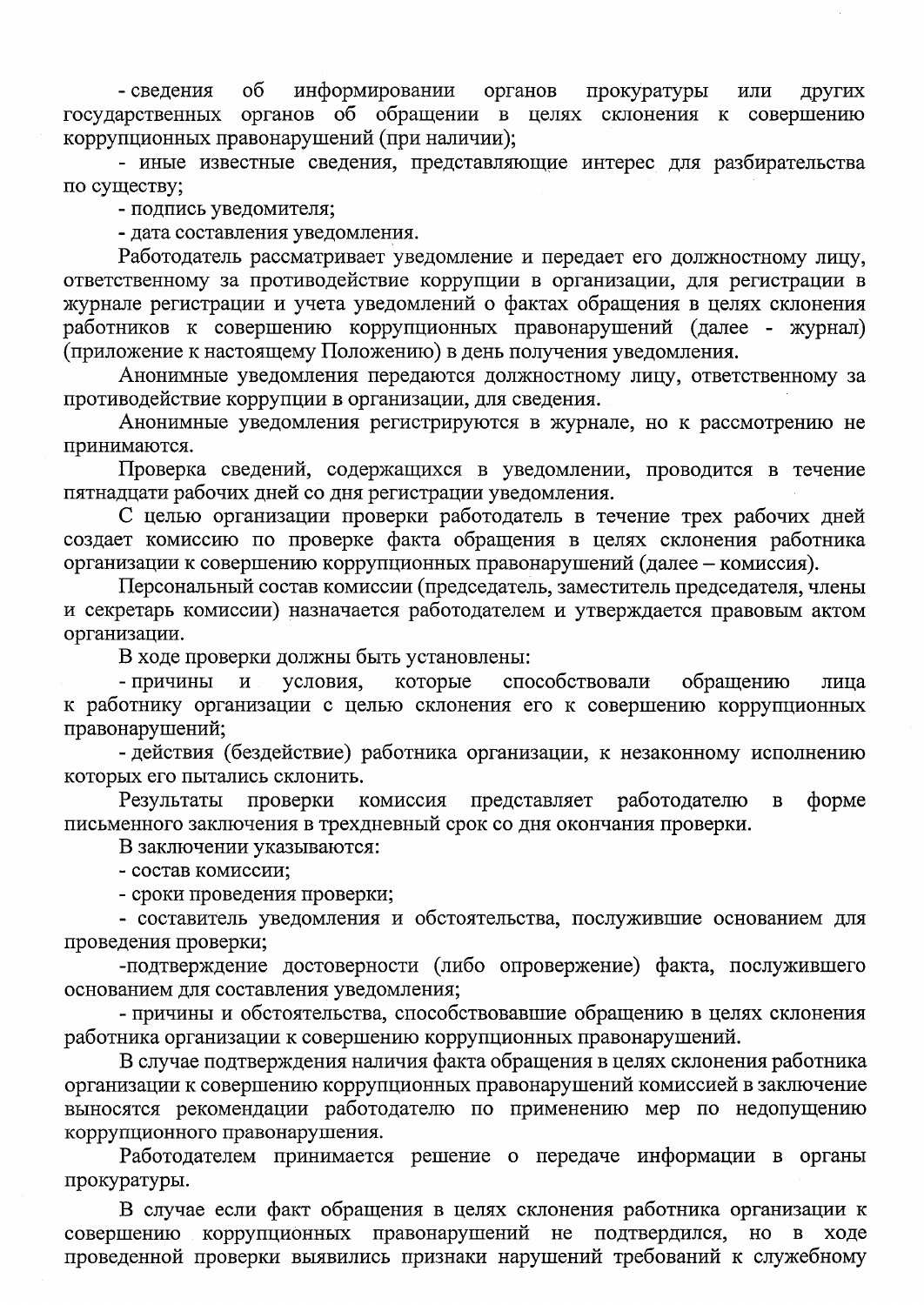- сведения об информировании органов прокуратуры или других государственных органов об обращении в целях склонения к совершению коррупционных правонарушений (при наличии);

- иные известные сведения, представляющие интерес для разбирательства по существу;

- подпись уведомителя;

- дата составления уведомления.

Работодатель рассматривает уведомление и передает его должностному лицу, ответственному за противодействие коррупции в организации, для регистрации в журнале регистрации и учета уведомлений о фактах обращения в целях склонения работников к совершению коррупционных правонарушений (далее - журнал) (приложение к настоящему Положению) в день получения уведомления.

Анонимные уведомления передаются должностному лицу, ответственному за противодействие коррупции в организации, для сведения.

Анонимные уведомления регистрируются в журнале, но к рассмотрению не принимаются.

Проверка сведений, содержащихся в уведомлении, проводится в течение пятнадцати рабочих дней со дня регистрации уведомления.

С целью организации проверки работодатель в течение трех рабочих дней создает комиссию по проверке факта обращения в целях склонения работника организации к совершению коррупционных правонарушений (далее – комиссия).

Персональный состав комиссии (председатель, заместитель председателя, члены и секретарь комиссии) назначается работодателем и утверждается правовым актом организации.

В ходе проверки должны быть установлены:

- причины и условия, которые способствовали обращению лица к работнику организации с целью склонения его к совершению коррупционных правонарушений;

- действия (бездействие) работника организации, к незаконному исполнению которых его пытались склонить.

Результаты проверки комиссия представляет работодателю в форме письменного заключения в трехдневный срок со дня окончания проверки.

В заключении указываются:

- состав комиссии;

- сроки проведения проверки;

- составитель уведомления и обстоятельства, послужившие основанием для проведения проверки;

-подтверждение достоверности (либо опровержение) факта, послужившего основанием для составления уведомления;

- причины и обстоятельства, способствовавшие обращению в целях склонения работника организации к совершению коррупционных правонарушений.

В случае подтверждения наличия факта обращения в целях склонения работника организации к совершению коррупционных правонарушений комиссией в заключение выносятся рекомендации работодателю по применению мер по недопущению коррупционного правонарушения.

Работодателем принимается решение о передаче информации в органы прокуратуры.

В случае если факт обращения в целях склонения работника организации к совершению коррупционных правонарушений не подтвердился, но в ходе проведенной проверки выявились признаки нарушений требований к служебному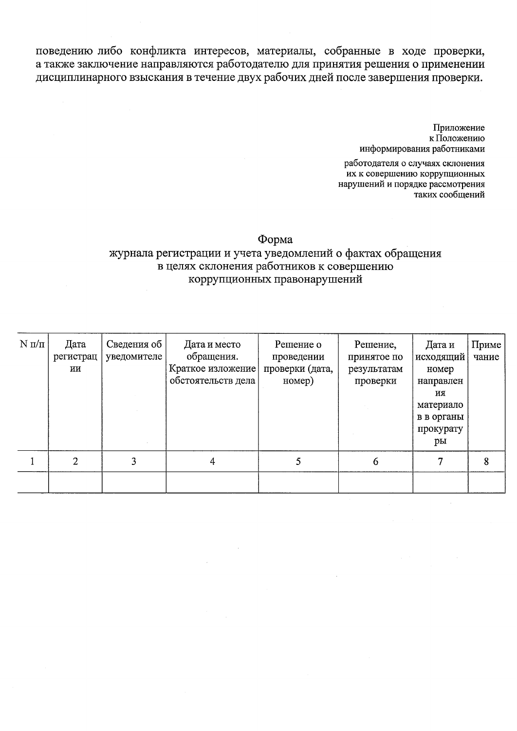поведению либо конфликта интересов, материалы, собранные в ходе проверки, а также заключение направляются работодателю для принятия решения о применении дисциплинарного взыскания в течение двух рабочих дней после завершения проверки.

Приложение
к Положению
информирования работниками
работодателя о случаях склонения
их к совершению коррупционных
нарушений и порядке рассмотрения
таких сообщений

Форма
журнала регистрации и учета уведомлений о фактах обращения
в целях склонения работников к совершению
коррупционных правонарушений

| N п/п | Дата регистрации | Сведения об уведомителе | Дата и место обращения. Краткое изложение обстоятельств дела | Решение о проведении проверки (дата, номер) | Решение, принятое по результатам проверки | Дата и исходящий номер направления материалов в органы прокуратуры | Примечание |
|---|---|---|---|---|---|---|---|
| 1 | 2 | 3 | 4 | 5 | 6 | 7 | 8 |
| | | | | | | | |